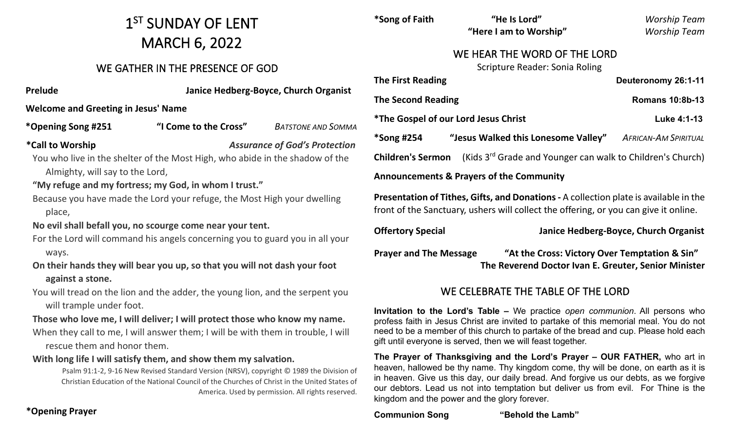# 1ST SUNDAY OF LENT
# MARCH 6, 2022

## WE GATHER IN THE PRESENCE OF GOD

**Prelude** **Janice Hedberg-Boyce, Church Organist**

**Welcome and Greeting in Jesus' Name**

**\*Opening Song #251** **"I Come to the Cross"** *BATSTONE AND SOMMA*

**\*Call to Worship** ***Assurance of God's Protection***

You who live in the shelter of the Most High, who abide in the shadow of the Almighty, will say to the Lord,

**"My refuge and my fortress; my God, in whom I trust."**

Because you have made the Lord your refuge, the Most High your dwelling place,

**No evil shall befall you, no scourge come near your tent.**

For the Lord will command his angels concerning you to guard you in all your ways.

**On their hands they will bear you up, so that you will not dash your foot against a stone.**

You will tread on the lion and the adder, the young lion, and the serpent you will trample under foot.

**Those who love me, I will deliver; I will protect those who know my name.**

When they call to me, I will answer them; I will be with them in trouble, I will rescue them and honor them.

**With long life I will satisfy them, and show them my salvation.**

Psalm 91:1-2, 9-16 New Revised Standard Version (NRSV), copyright © 1989 the Division of Christian Education of the National Council of the Churches of Christ in the United States of America. Used by permission. All rights reserved.

**\*Opening Prayer**

**\*Song of Faith** **"He Is Lord"** *Worship Team*
**"Here I am to Worship"** *Worship Team*

## WE HEAR THE WORD OF THE LORD

Scripture Reader: Sonia Roling

**The First Reading** **Deuteronomy 26:1-11**

**The Second Reading** **Romans 10:8b-13**

**\*The Gospel of our Lord Jesus Christ** **Luke 4:1-13**

**\*Song #254** **"Jesus Walked this Lonesome Valley"** *AFRICAN-AM SPIRITUAL*

**Children's Sermon** (Kids 3rd Grade and Younger can walk to Children's Church)

**Announcements & Prayers of the Community**

**Presentation of Tithes, Gifts, and Donations -** A collection plate is available in the front of the Sanctuary, ushers will collect the offering, or you can give it online.

**Offertory Special** **Janice Hedberg-Boyce, Church Organist**

**Prayer and The Message** **"At the Cross: Victory Over Temptation & Sin"**
**The Reverend Doctor Ivan E. Greuter, Senior Minister**

## WE CELEBRATE THE TABLE OF THE LORD

**Invitation to the Lord's Table –** We practice *open communion*. All persons who profess faith in Jesus Christ are invited to partake of this memorial meal. You do not need to be a member of this church to partake of the bread and cup. Please hold each gift until everyone is served, then we will feast together.

**The Prayer of Thanksgiving and the Lord's Prayer – OUR FATHER,** who art in heaven, hallowed be thy name. Thy kingdom come, thy will be done, on earth as it is in heaven. Give us this day, our daily bread. And forgive us our debts, as we forgive our debtors. Lead us not into temptation but deliver us from evil. For Thine is the kingdom and the power and the glory forever.

**Communion Song** **"Behold the Lamb"**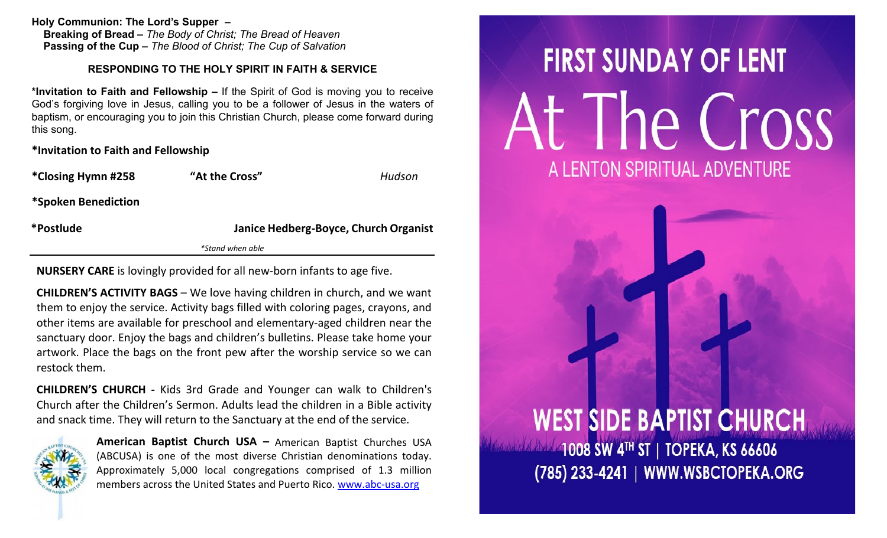**Holy Communion: The Lord's Supper –**

**Breaking of Bread –** *The Body of Christ; The Bread of Heaven*

**Passing of the Cup –** *The Blood of Christ; The Cup of Salvation*

## RESPONDING TO THE HOLY SPIRIT IN FAITH & SERVICE

**\*Invitation to Faith and Fellowship –** If the Spirit of God is moving you to receive God's forgiving love in Jesus, calling you to be a follower of Jesus in the waters of baptism, or encouraging you to join this Christian Church, please come forward during this song.

**\*Invitation to Faith and Fellowship**

**\*Closing Hymn #258** **"At the Cross"** *Hudson*

**\*Spoken Benediction**

**\*Postlude** **Janice Hedberg-Boyce, Church Organist**

*\*Stand when able*

---

**NURSERY CARE** is lovingly provided for all new-born infants to age five.

**CHILDREN'S ACTIVITY BAGS** – We love having children in church, and we want them to enjoy the service. Activity bags filled with coloring pages, crayons, and other items are available for preschool and elementary-aged children near the sanctuary door. Enjoy the bags and children's bulletins. Please take home your artwork. Place the bags on the front pew after the worship service so we can restock them.

**CHILDREN'S CHURCH -** Kids 3rd Grade and Younger can walk to Children's Church after the Children's Sermon. Adults lead the children in a Bible activity and snack time. They will return to the Sanctuary at the end of the service.

**American Baptist Church USA –** American Baptist Churches USA (ABCUSA) is one of the most diverse Christian denominations today. Approximately 5,000 local congregations comprised of 1.3 million members across the United States and Puerto Rico. www.abc-usa.org

# FIRST SUNDAY OF LENT

# At The Cross

## A LENTON SPIRITUAL ADVENTURE

## WEST SIDE BAPTIST CHURCH

1008 SW 4TH ST | TOPEKA, KS 66606

(785) 233-4241 | WWW.WSBCTOPEKA.ORG